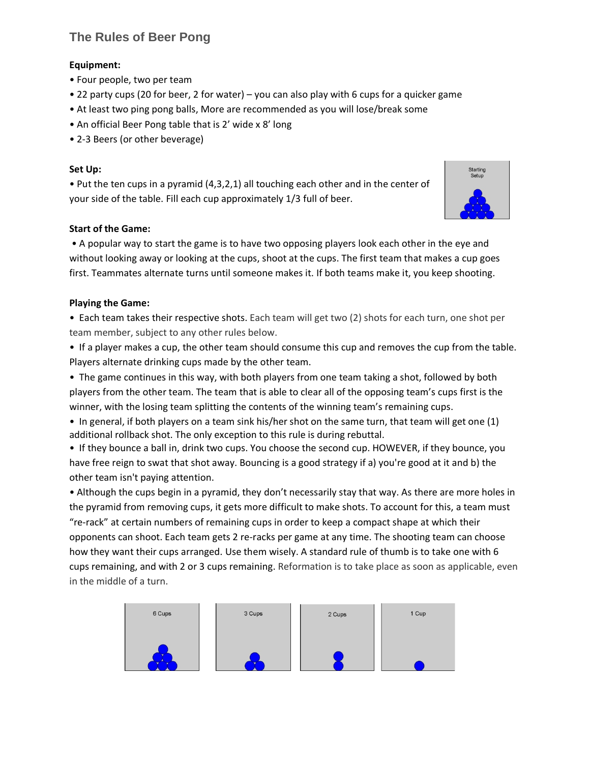# The Rules of Beer Pong

**Equipment:**

- Four people, two per team
- 22 party cups (20 for beer, 2 for water) – you can also play with 6 cups for a quicker game
- At least two ping pong balls, More are recommended as you will lose/break some
- An official Beer Pong table that is 2' wide x 8' long
- 2-3 Beers (or other beverage)

**Set Up:**

- Put the ten cups in a pyramid (4,3,2,1) all touching each other and in the center of your side of the table. Fill each cup approximately 1/3 full of beer.

**Start of the Game:**

- A popular way to start the game is to have two opposing players look each other in the eye and without looking away or looking at the cups, shoot at the cups. The first team that makes a cup goes first. Teammates alternate turns until someone makes it. If both teams make it, you keep shooting.

**Playing the Game:**

- Each team takes their respective shots. Each team will get two (2) shots for each turn, one shot per team member, subject to any other rules below.
- If a player makes a cup, the other team should consume this cup and removes the cup from the table. Players alternate drinking cups made by the other team.
- The game continues in this way, with both players from one team taking a shot, followed by both players from the other team. The team that is able to clear all of the opposing team's cups first is the winner, with the losing team splitting the contents of the winning team's remaining cups.
- In general, if both players on a team sink his/her shot on the same turn, that team will get one (1) additional rollback shot. The only exception to this rule is during rebuttal.
- If they bounce a ball in, drink two cups. You choose the second cup. HOWEVER, if they bounce, you have free reign to swat that shot away. Bouncing is a good strategy if a) you're good at it and b) the other team isn't paying attention.
- Although the cups begin in a pyramid, they don't necessarily stay that way. As there are more holes in the pyramid from removing cups, it gets more difficult to make shots. To account for this, a team must "re-rack" at certain numbers of remaining cups in order to keep a compact shape at which their opponents can shoot. Each team gets 2 re-racks per game at any time. The shooting team can choose how they want their cups arranged. Use them wisely. A standard rule of thumb is to take one with 6 cups remaining, and with 2 or 3 cups remaining. Reformation is to take place as soon as applicable, even in the middle of a turn.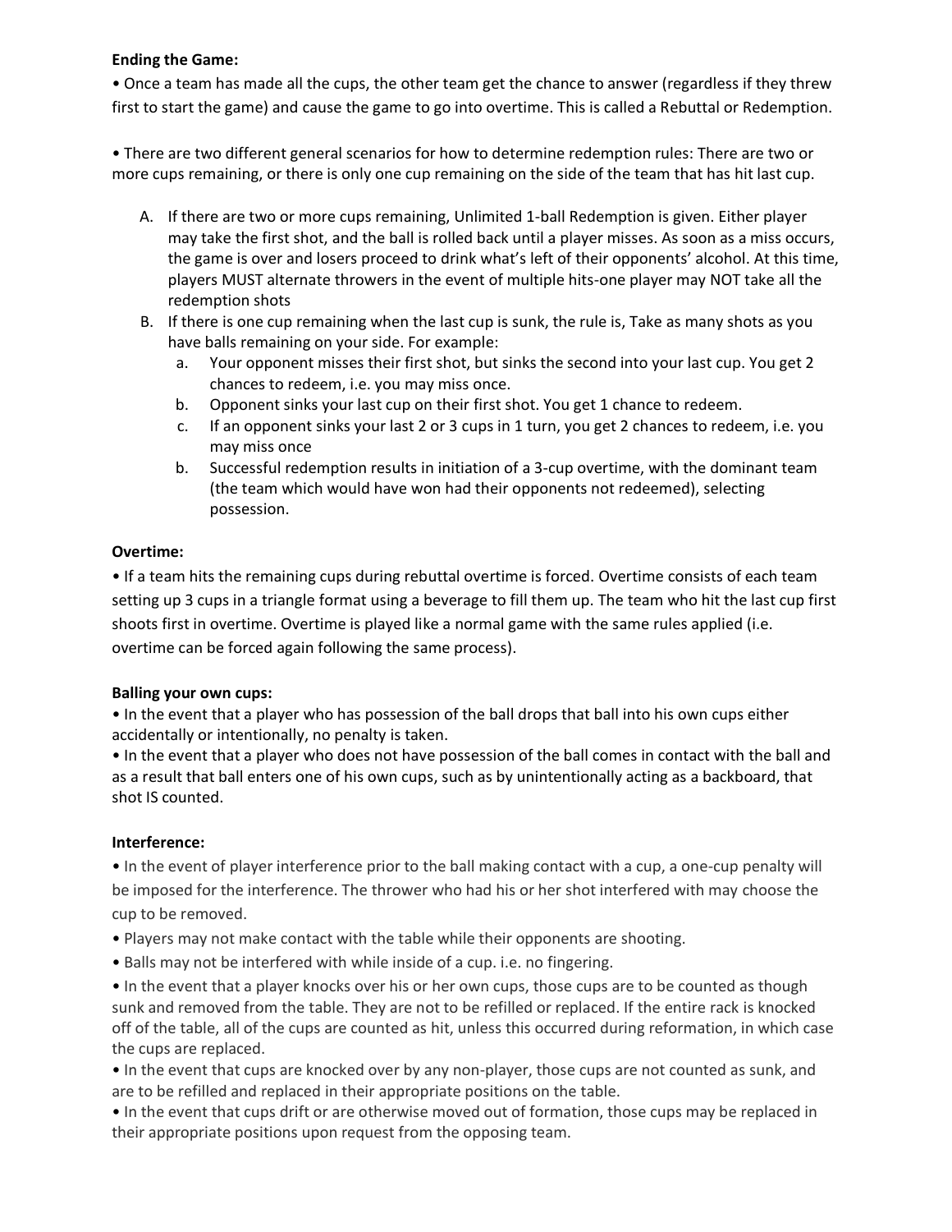**Ending the Game:**

• Once a team has made all the cups, the other team get the chance to answer (regardless if they threw first to start the game) and cause the game to go into overtime. This is called a Rebuttal or Redemption.

• There are two different general scenarios for how to determine redemption rules: There are two or more cups remaining, or there is only one cup remaining on the side of the team that has hit last cup.

A. If there are two or more cups remaining, Unlimited 1-ball Redemption is given. Either player may take the first shot, and the ball is rolled back until a player misses. As soon as a miss occurs, the game is over and losers proceed to drink what's left of their opponents' alcohol. At this time, players MUST alternate throwers in the event of multiple hits-one player may NOT take all the redemption shots
B. If there is one cup remaining when the last cup is sunk, the rule is, Take as many shots as you have balls remaining on your side. For example:
    a. Your opponent misses their first shot, but sinks the second into your last cup. You get 2 chances to redeem, i.e. you may miss once.
    b. Opponent sinks your last cup on their first shot. You get 1 chance to redeem.
    c. If an opponent sinks your last 2 or 3 cups in 1 turn, you get 2 chances to redeem, i.e. you may miss once
    b. Successful redemption results in initiation of a 3-cup overtime, with the dominant team (the team which would have won had their opponents not redeemed), selecting possession.

**Overtime:**

• If a team hits the remaining cups during rebuttal overtime is forced. Overtime consists of each team setting up 3 cups in a triangle format using a beverage to fill them up. The team who hit the last cup first shoots first in overtime. Overtime is played like a normal game with the same rules applied (i.e. overtime can be forced again following the same process).

**Balling your own cups:**

• In the event that a player who has possession of the ball drops that ball into his own cups either accidentally or intentionally, no penalty is taken.
• In the event that a player who does not have possession of the ball comes in contact with the ball and as a result that ball enters one of his own cups, such as by unintentionally acting as a backboard, that shot IS counted.

**Interference:**

• In the event of player interference prior to the ball making contact with a cup, a one-cup penalty will be imposed for the interference. The thrower who had his or her shot interfered with may choose the cup to be removed.
• Players may not make contact with the table while their opponents are shooting.
• Balls may not be interfered with while inside of a cup. i.e. no fingering.
• In the event that a player knocks over his or her own cups, those cups are to be counted as though sunk and removed from the table. They are not to be refilled or replaced. If the entire rack is knocked off of the table, all of the cups are counted as hit, unless this occurred during reformation, in which case the cups are replaced.
• In the event that cups are knocked over by any non-player, those cups are not counted as sunk, and are to be refilled and replaced in their appropriate positions on the table.
• In the event that cups drift or are otherwise moved out of formation, those cups may be replaced in their appropriate positions upon request from the opposing team.